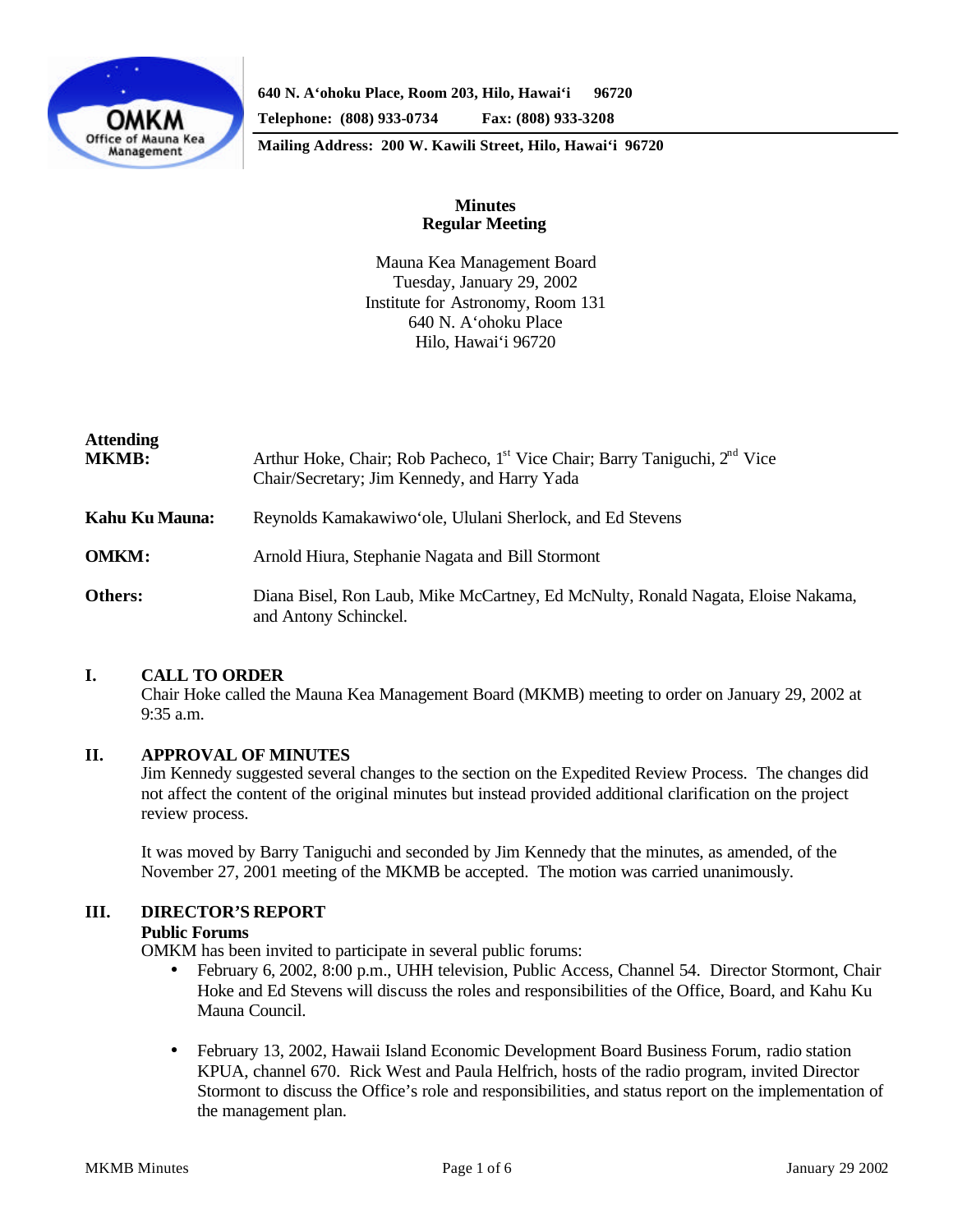640 N. A'ohoku Place, Room 203, Hilo, Hawai'i 96720

Telephone: (808) 933-0734 Fax: (808) 933-3208

Mailing Address: 200 W. Kawili Street, Hilo, Hawai'i 96720

# Minutes
## Regular Meeting

Mauna Kea Management Board
Tuesday, January 29, 2002
Institute for Astronomy, Room 131
640 N. A'ohoku Place
Hilo, Hawai'i 96720

| | |
|---|---|
| **Attending MKMB:** | Arthur Hoke, Chair; Rob Pacheco, 1st Vice Chair; Barry Taniguchi, 2nd Vice Chair/Secretary; Jim Kennedy, and Harry Yada |
| **Kahu Ku Mauna:** | Reynolds Kamakawiwo'ole, Ululani Sherlock, and Ed Stevens |
| **OMKM:** | Arnold Hiura, Stephanie Nagata and Bill Stormont |
| **Others:** | Diana Bisel, Ron Laub, Mike McCartney, Ed McNulty, Ronald Nagata, Eloise Nakama, and Antony Schinckel. |

## I. CALL TO ORDER

Chair Hoke called the Mauna Kea Management Board (MKMB) meeting to order on January 29, 2002 at 9:35 a.m.

## II. APPROVAL OF MINUTES

Jim Kennedy suggested several changes to the section on the Expedited Review Process. The changes did not affect the content of the original minutes but instead provided additional clarification on the project review process.

It was moved by Barry Taniguchi and seconded by Jim Kennedy that the minutes, as amended, of the November 27, 2001 meeting of the MKMB be accepted. The motion was carried unanimously.

## III. DIRECTOR'S REPORT

**Public Forums**

OMKM has been invited to participate in several public forums:

- February 6, 2002, 8:00 p.m., UHH television, Public Access, Channel 54. Director Stormont, Chair Hoke and Ed Stevens will discuss the roles and responsibilities of the Office, Board, and Kahu Ku Mauna Council.
- February 13, 2002, Hawaii Island Economic Development Board Business Forum, radio station KPUA, channel 670. Rick West and Paula Helfrich, hosts of the radio program, invited Director Stormont to discuss the Office's role and responsibilities, and status report on the implementation of the management plan.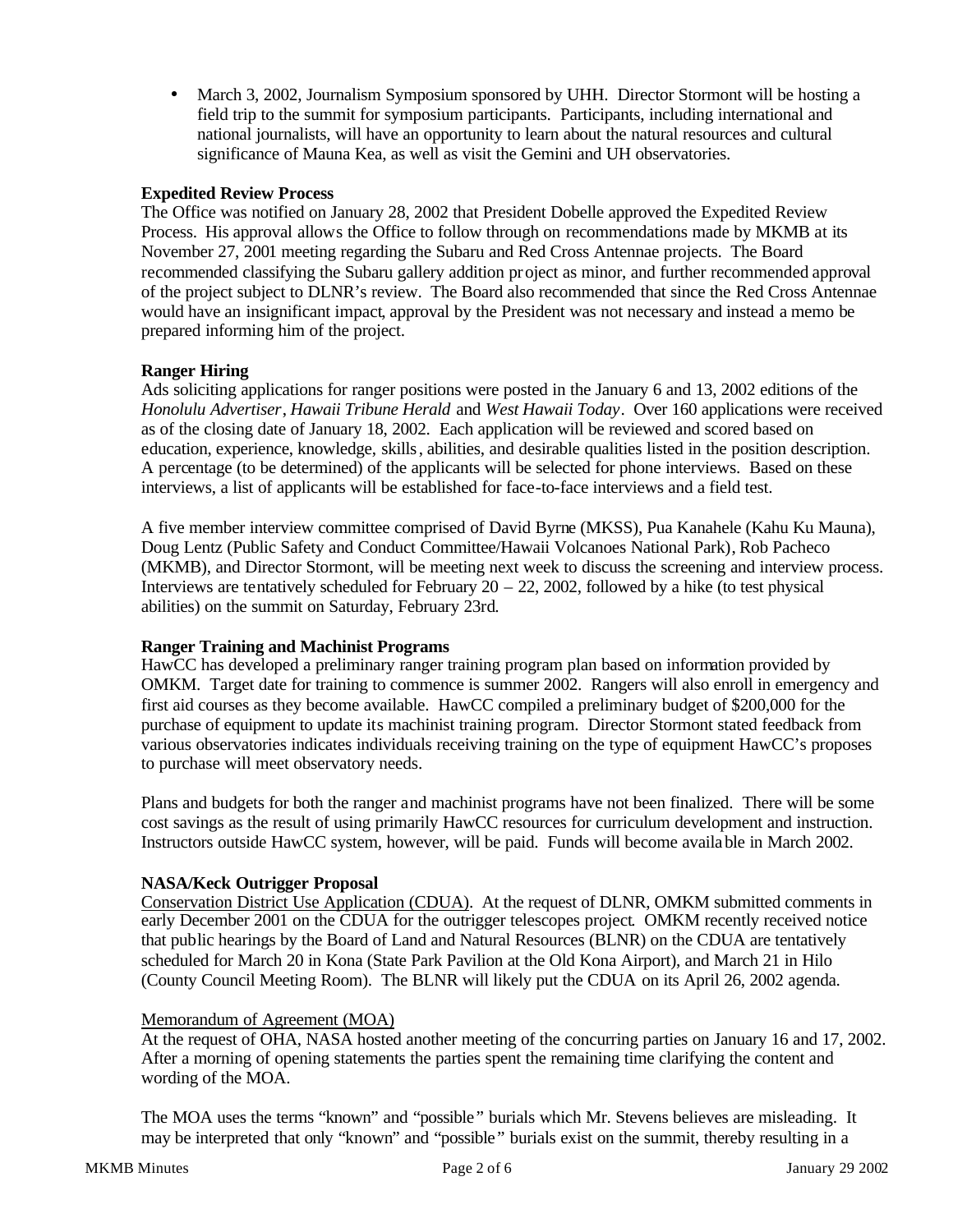- March 3, 2002, Journalism Symposium sponsored by UHH. Director Stormont will be hosting a field trip to the summit for symposium participants. Participants, including international and national journalists, will have an opportunity to learn about the natural resources and cultural significance of Mauna Kea, as well as visit the Gemini and UH observatories.

**Expedited Review Process**

The Office was notified on January 28, 2002 that President Dobelle approved the Expedited Review Process. His approval allows the Office to follow through on recommendations made by MKMB at its November 27, 2001 meeting regarding the Subaru and Red Cross Antennae projects. The Board recommended classifying the Subaru gallery addition project as minor, and further recommended approval of the project subject to DLNR's review. The Board also recommended that since the Red Cross Antennae would have an insignificant impact, approval by the President was not necessary and instead a memo be prepared informing him of the project.

**Ranger Hiring**

Ads soliciting applications for ranger positions were posted in the January 6 and 13, 2002 editions of the *Honolulu Advertiser*, *Hawaii Tribune Herald* and *West Hawaii Today*. Over 160 applications were received as of the closing date of January 18, 2002. Each application will be reviewed and scored based on education, experience, knowledge, skills, abilities, and desirable qualities listed in the position description. A percentage (to be determined) of the applicants will be selected for phone interviews. Based on these interviews, a list of applicants will be established for face-to-face interviews and a field test.

A five member interview committee comprised of David Byrne (MKSS), Pua Kanahele (Kahu Ku Mauna), Doug Lentz (Public Safety and Conduct Committee/Hawaii Volcanoes National Park), Rob Pacheco (MKMB), and Director Stormont, will be meeting next week to discuss the screening and interview process. Interviews are tentatively scheduled for February 20 – 22, 2002, followed by a hike (to test physical abilities) on the summit on Saturday, February 23rd.

**Ranger Training and Machinist Programs**

HawCC has developed a preliminary ranger training program plan based on information provided by OMKM. Target date for training to commence is summer 2002. Rangers will also enroll in emergency and first aid courses as they become available. HawCC compiled a preliminary budget of $200,000 for the purchase of equipment to update its machinist training program. Director Stormont stated feedback from various observatories indicates individuals receiving training on the type of equipment HawCC's proposes to purchase will meet observatory needs.

Plans and budgets for both the ranger and machinist programs have not been finalized. There will be some cost savings as the result of using primarily HawCC resources for curriculum development and instruction. Instructors outside HawCC system, however, will be paid. Funds will become available in March 2002.

**NASA/Keck Outrigger Proposal**

Conservation District Use Application (CDUA). At the request of DLNR, OMKM submitted comments in early December 2001 on the CDUA for the outrigger telescopes project. OMKM recently received notice that public hearings by the Board of Land and Natural Resources (BLNR) on the CDUA are tentatively scheduled for March 20 in Kona (State Park Pavilion at the Old Kona Airport), and March 21 in Hilo (County Council Meeting Room). The BLNR will likely put the CDUA on its April 26, 2002 agenda.

Memorandum of Agreement (MOA)

At the request of OHA, NASA hosted another meeting of the concurring parties on January 16 and 17, 2002. After a morning of opening statements the parties spent the remaining time clarifying the content and wording of the MOA.

The MOA uses the terms "known" and "possible" burials which Mr. Stevens believes are misleading. It may be interpreted that only "known" and "possible" burials exist on the summit, thereby resulting in a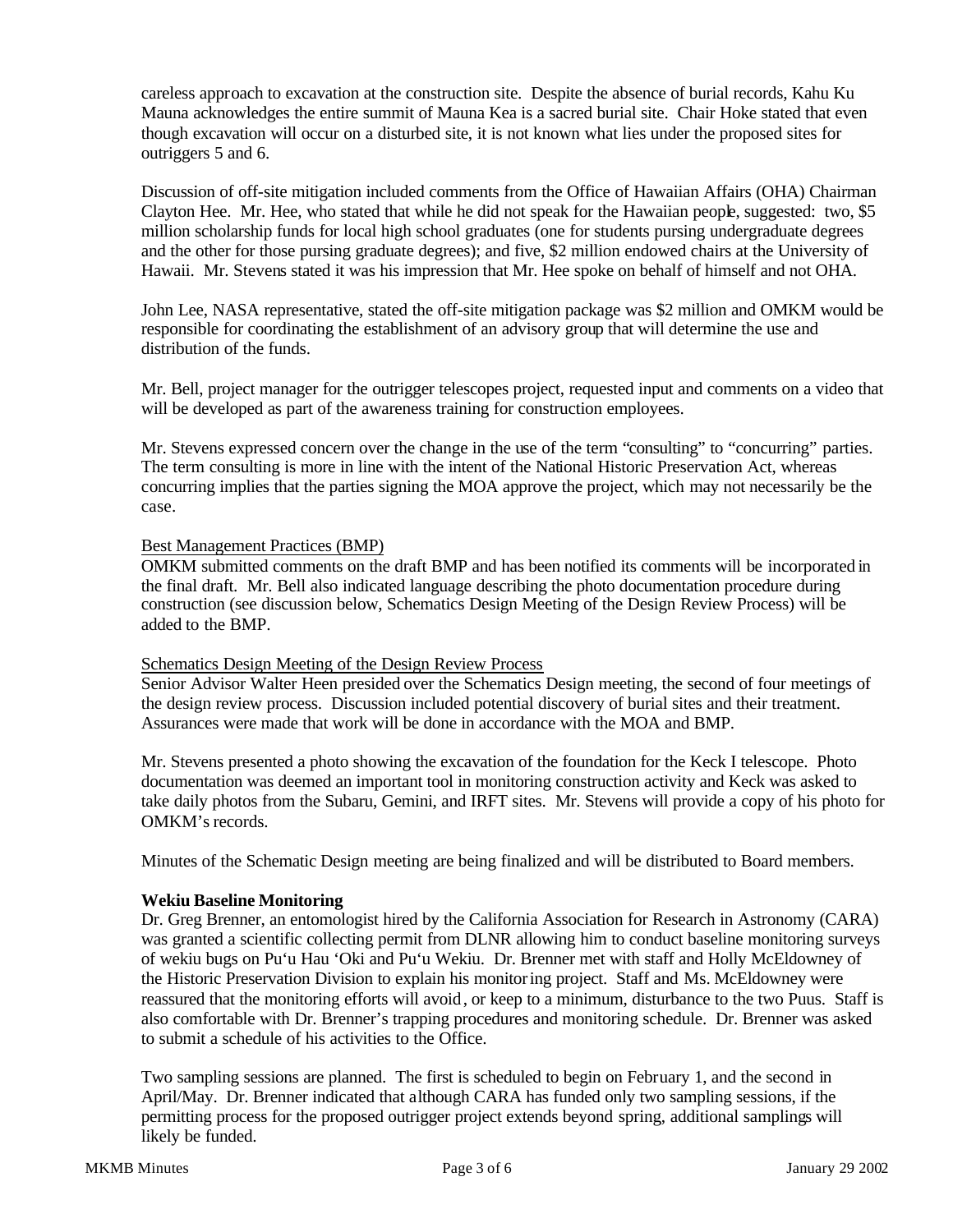careless approach to excavation at the construction site. Despite the absence of burial records, Kahu Ku Mauna acknowledges the entire summit of Mauna Kea is a sacred burial site. Chair Hoke stated that even though excavation will occur on a disturbed site, it is not known what lies under the proposed sites for outriggers 5 and 6.

Discussion of off-site mitigation included comments from the Office of Hawaiian Affairs (OHA) Chairman Clayton Hee. Mr. Hee, who stated that while he did not speak for the Hawaiian people, suggested: two, $5 million scholarship funds for local high school graduates (one for students pursing undergraduate degrees and the other for those pursing graduate degrees); and five, $2 million endowed chairs at the University of Hawaii. Mr. Stevens stated it was his impression that Mr. Hee spoke on behalf of himself and not OHA.

John Lee, NASA representative, stated the off-site mitigation package was $2 million and OMKM would be responsible for coordinating the establishment of an advisory group that will determine the use and distribution of the funds.

Mr. Bell, project manager for the outrigger telescopes project, requested input and comments on a video that will be developed as part of the awareness training for construction employees.

Mr. Stevens expressed concern over the change in the use of the term "consulting" to "concurring" parties. The term consulting is more in line with the intent of the National Historic Preservation Act, whereas concurring implies that the parties signing the MOA approve the project, which may not necessarily be the case.

Best Management Practices (BMP)

OMKM submitted comments on the draft BMP and has been notified its comments will be incorporated in the final draft. Mr. Bell also indicated language describing the photo documentation procedure during construction (see discussion below, Schematics Design Meeting of the Design Review Process) will be added to the BMP.

Schematics Design Meeting of the Design Review Process

Senior Advisor Walter Heen presided over the Schematics Design meeting, the second of four meetings of the design review process. Discussion included potential discovery of burial sites and their treatment. Assurances were made that work will be done in accordance with the MOA and BMP.

Mr. Stevens presented a photo showing the excavation of the foundation for the Keck I telescope. Photo documentation was deemed an important tool in monitoring construction activity and Keck was asked to take daily photos from the Subaru, Gemini, and IRFT sites. Mr. Stevens will provide a copy of his photo for OMKM's records.

Minutes of the Schematic Design meeting are being finalized and will be distributed to Board members.

**Wekiu Baseline Monitoring**

Dr. Greg Brenner, an entomologist hired by the California Association for Research in Astronomy (CARA) was granted a scientific collecting permit from DLNR allowing him to conduct baseline monitoring surveys of wekiu bugs on Pu'u Hau 'Oki and Pu'u Wekiu. Dr. Brenner met with staff and Holly McEldowney of the Historic Preservation Division to explain his monitoring project. Staff and Ms. McEldowney were reassured that the monitoring efforts will avoid, or keep to a minimum, disturbance to the two Puus. Staff is also comfortable with Dr. Brenner's trapping procedures and monitoring schedule. Dr. Brenner was asked to submit a schedule of his activities to the Office.

Two sampling sessions are planned. The first is scheduled to begin on February 1, and the second in April/May. Dr. Brenner indicated that although CARA has funded only two sampling sessions, if the permitting process for the proposed outrigger project extends beyond spring, additional samplings will likely be funded.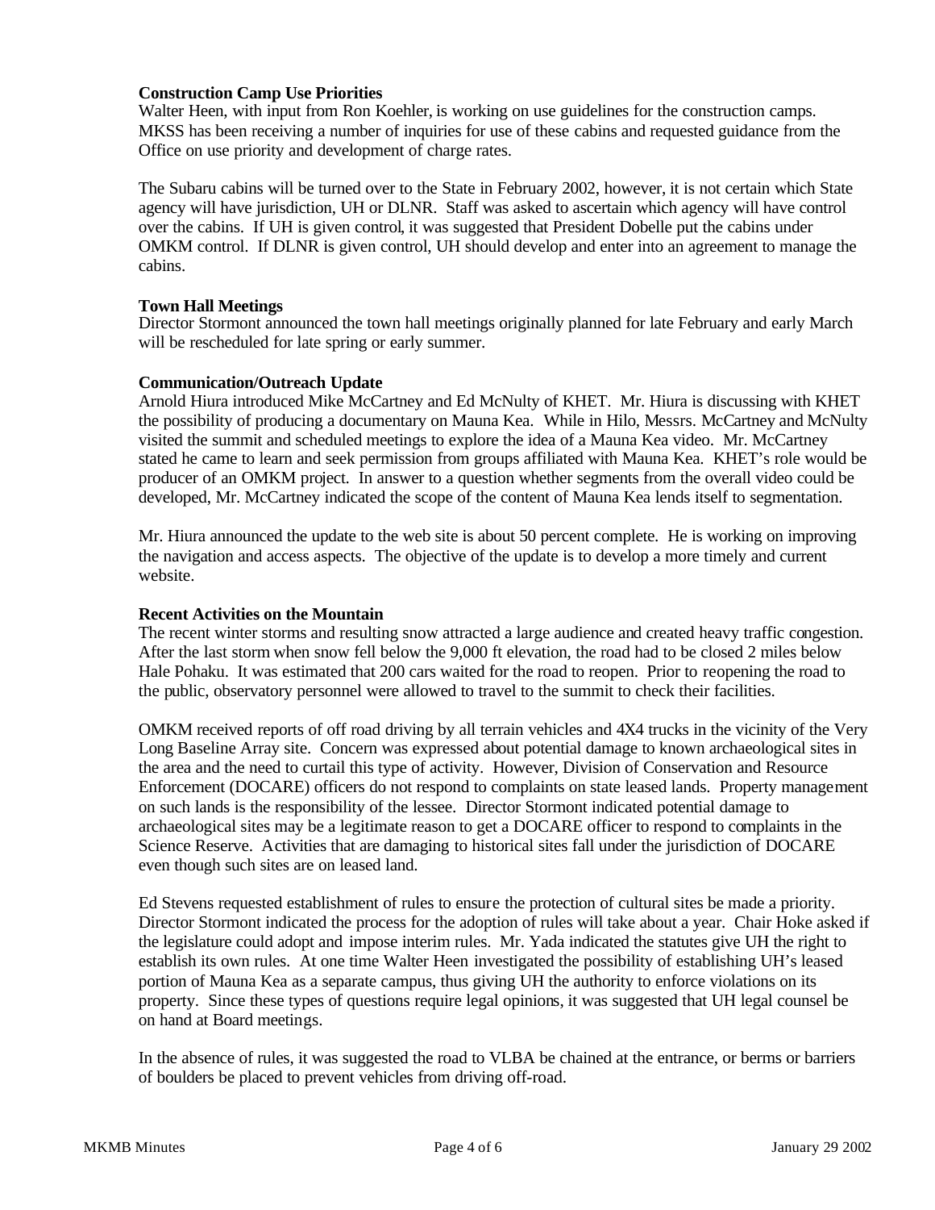**Construction Camp Use Priorities**

Walter Heen, with input from Ron Koehler, is working on use guidelines for the construction camps. MKSS has been receiving a number of inquiries for use of these cabins and requested guidance from the Office on use priority and development of charge rates.

The Subaru cabins will be turned over to the State in February 2002, however, it is not certain which State agency will have jurisdiction, UH or DLNR. Staff was asked to ascertain which agency will have control over the cabins. If UH is given control, it was suggested that President Dobelle put the cabins under OMKM control. If DLNR is given control, UH should develop and enter into an agreement to manage the cabins.

**Town Hall Meetings**

Director Stormont announced the town hall meetings originally planned for late February and early March will be rescheduled for late spring or early summer.

**Communication/Outreach Update**

Arnold Hiura introduced Mike McCartney and Ed McNulty of KHET. Mr. Hiura is discussing with KHET the possibility of producing a documentary on Mauna Kea. While in Hilo, Messrs. McCartney and McNulty visited the summit and scheduled meetings to explore the idea of a Mauna Kea video. Mr. McCartney stated he came to learn and seek permission from groups affiliated with Mauna Kea. KHET's role would be producer of an OMKM project. In answer to a question whether segments from the overall video could be developed, Mr. McCartney indicated the scope of the content of Mauna Kea lends itself to segmentation.

Mr. Hiura announced the update to the web site is about 50 percent complete. He is working on improving the navigation and access aspects. The objective of the update is to develop a more timely and current website.

**Recent Activities on the Mountain**

The recent winter storms and resulting snow attracted a large audience and created heavy traffic congestion. After the last storm when snow fell below the 9,000 ft elevation, the road had to be closed 2 miles below Hale Pohaku. It was estimated that 200 cars waited for the road to reopen. Prior to reopening the road to the public, observatory personnel were allowed to travel to the summit to check their facilities.

OMKM received reports of off road driving by all terrain vehicles and 4X4 trucks in the vicinity of the Very Long Baseline Array site. Concern was expressed about potential damage to known archaeological sites in the area and the need to curtail this type of activity. However, Division of Conservation and Resource Enforcement (DOCARE) officers do not respond to complaints on state leased lands. Property management on such lands is the responsibility of the lessee. Director Stormont indicated potential damage to archaeological sites may be a legitimate reason to get a DOCARE officer to respond to complaints in the Science Reserve. Activities that are damaging to historical sites fall under the jurisdiction of DOCARE even though such sites are on leased land.

Ed Stevens requested establishment of rules to ensure the protection of cultural sites be made a priority. Director Stormont indicated the process for the adoption of rules will take about a year. Chair Hoke asked if the legislature could adopt and impose interim rules. Mr. Yada indicated the statutes give UH the right to establish its own rules. At one time Walter Heen investigated the possibility of establishing UH's leased portion of Mauna Kea as a separate campus, thus giving UH the authority to enforce violations on its property. Since these types of questions require legal opinions, it was suggested that UH legal counsel be on hand at Board meetings.

In the absence of rules, it was suggested the road to VLBA be chained at the entrance, or berms or barriers of boulders be placed to prevent vehicles from driving off-road.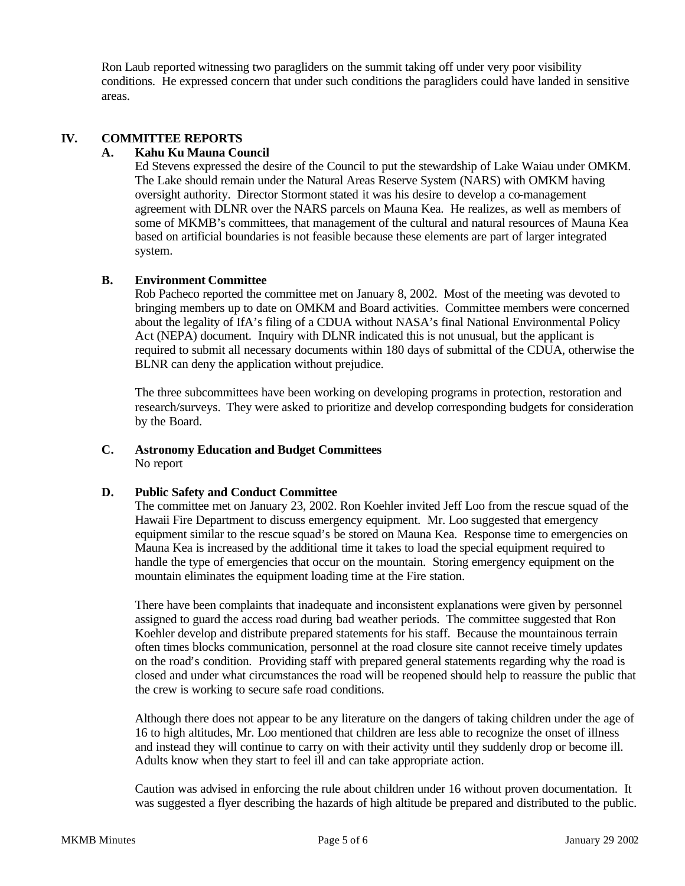Ron Laub reported witnessing two paragliders on the summit taking off under very poor visibility conditions. He expressed concern that under such conditions the paragliders could have landed in sensitive areas.

## IV. COMMITTEE REPORTS

### A. Kahu Ku Mauna Council

Ed Stevens expressed the desire of the Council to put the stewardship of Lake Waiau under OMKM. The Lake should remain under the Natural Areas Reserve System (NARS) with OMKM having oversight authority. Director Stormont stated it was his desire to develop a co-management agreement with DLNR over the NARS parcels on Mauna Kea. He realizes, as well as members of some of MKMB's committees, that management of the cultural and natural resources of Mauna Kea based on artificial boundaries is not feasible because these elements are part of larger integrated system.

### B. Environment Committee

Rob Pacheco reported the committee met on January 8, 2002. Most of the meeting was devoted to bringing members up to date on OMKM and Board activities. Committee members were concerned about the legality of IfA's filing of a CDUA without NASA's final National Environmental Policy Act (NEPA) document. Inquiry with DLNR indicated this is not unusual, but the applicant is required to submit all necessary documents within 180 days of submittal of the CDUA, otherwise the BLNR can deny the application without prejudice.

The three subcommittees have been working on developing programs in protection, restoration and research/surveys. They were asked to prioritize and develop corresponding budgets for consideration by the Board.

### C. Astronomy Education and Budget Committees

No report

### D. Public Safety and Conduct Committee

The committee met on January 23, 2002. Ron Koehler invited Jeff Loo from the rescue squad of the Hawaii Fire Department to discuss emergency equipment. Mr. Loo suggested that emergency equipment similar to the rescue squad's be stored on Mauna Kea. Response time to emergencies on Mauna Kea is increased by the additional time it takes to load the special equipment required to handle the type of emergencies that occur on the mountain. Storing emergency equipment on the mountain eliminates the equipment loading time at the Fire station.

There have been complaints that inadequate and inconsistent explanations were given by personnel assigned to guard the access road during bad weather periods. The committee suggested that Ron Koehler develop and distribute prepared statements for his staff. Because the mountainous terrain often times blocks communication, personnel at the road closure site cannot receive timely updates on the road's condition. Providing staff with prepared general statements regarding why the road is closed and under what circumstances the road will be reopened should help to reassure the public that the crew is working to secure safe road conditions.

Although there does not appear to be any literature on the dangers of taking children under the age of 16 to high altitudes, Mr. Loo mentioned that children are less able to recognize the onset of illness and instead they will continue to carry on with their activity until they suddenly drop or become ill. Adults know when they start to feel ill and can take appropriate action.

Caution was advised in enforcing the rule about children under 16 without proven documentation. It was suggested a flyer describing the hazards of high altitude be prepared and distributed to the public.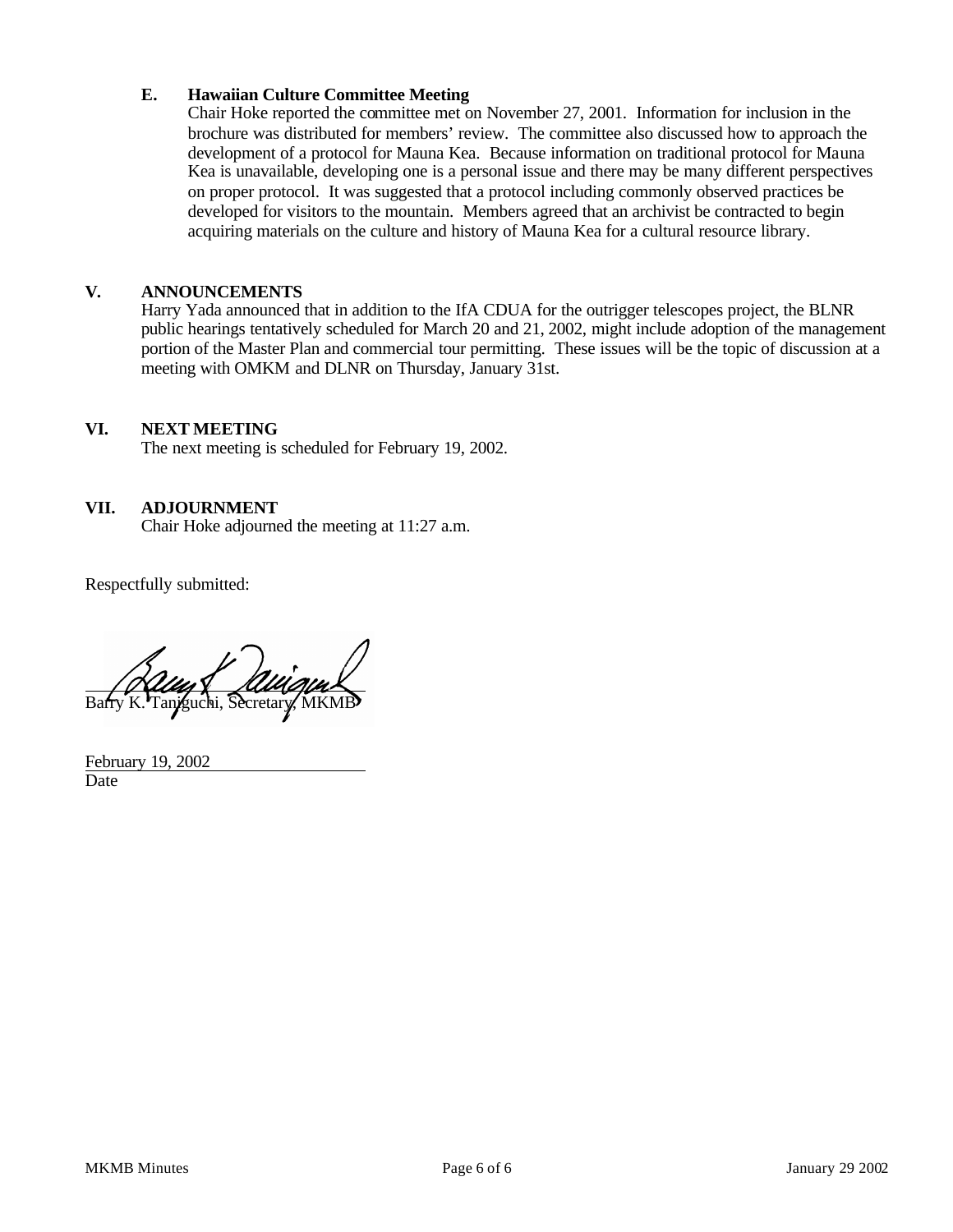**E. Hawaiian Culture Committee Meeting**

Chair Hoke reported the committee met on November 27, 2001. Information for inclusion in the brochure was distributed for members' review. The committee also discussed how to approach the development of a protocol for Mauna Kea. Because information on traditional protocol for Mauna Kea is unavailable, developing one is a personal issue and there may be many different perspectives on proper protocol. It was suggested that a protocol including commonly observed practices be developed for visitors to the mountain. Members agreed that an archivist be contracted to begin acquiring materials on the culture and history of Mauna Kea for a cultural resource library.

## V. ANNOUNCEMENTS

Harry Yada announced that in addition to the IfA CDUA for the outrigger telescopes project, the BLNR public hearings tentatively scheduled for March 20 and 21, 2002, might include adoption of the management portion of the Master Plan and commercial tour permitting. These issues will be the topic of discussion at a meeting with OMKM and DLNR on Thursday, January 31st.

## VI. NEXT MEETING

The next meeting is scheduled for February 19, 2002.

## VII. ADJOURNMENT

Chair Hoke adjourned the meeting at 11:27 a.m.

Respectfully submitted:

Barry K. Taniguchi, Secretary, MKMB

February 19, 2002
Date